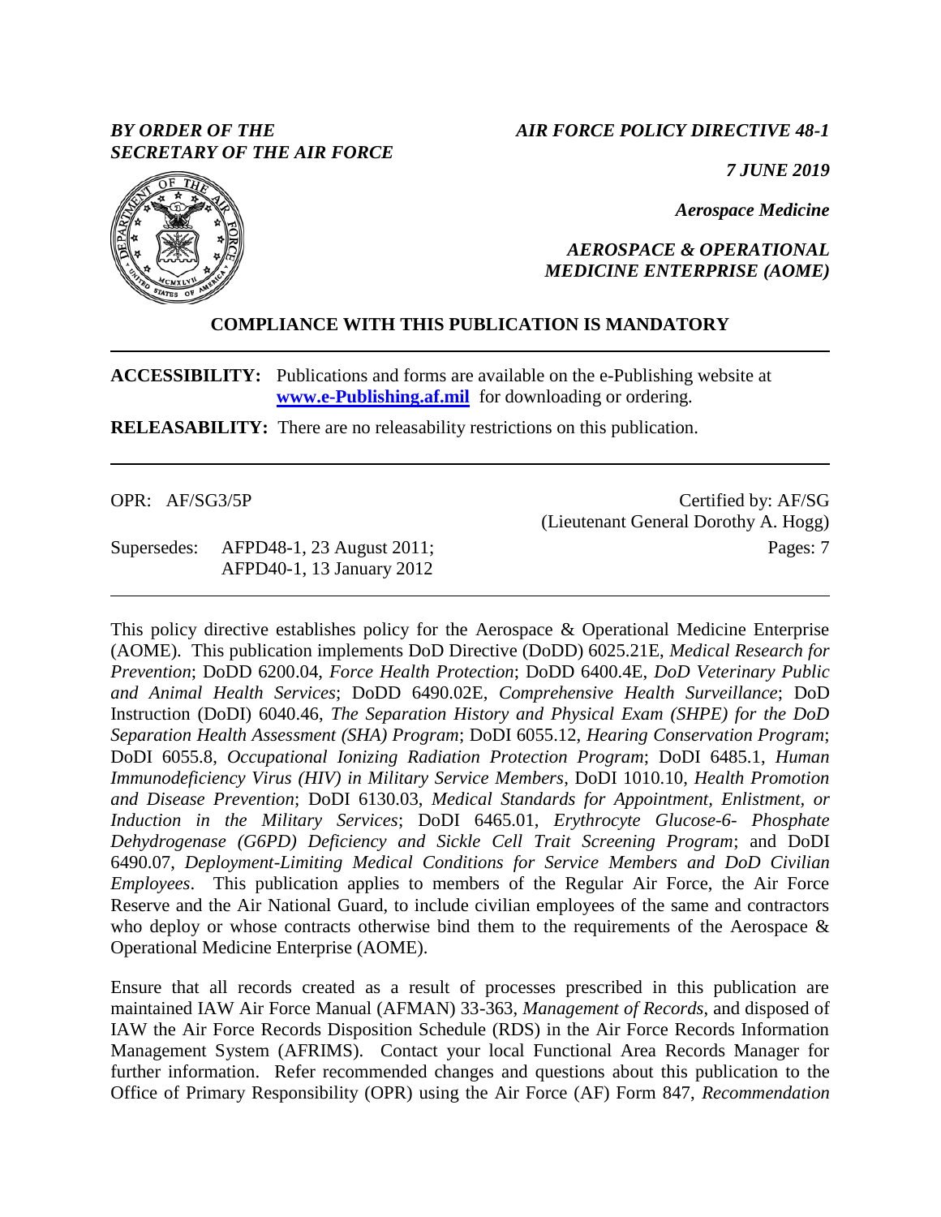*BY ORDER OF THE SECRETARY OF THE AIR FORCE*

*AIR FORCE POLICY DIRECTIVE 48-1*

*7 JUNE 2019*

*Aerospace Medicine*

*AEROSPACE & OPERATIONAL MEDICINE ENTERPRISE (AOME)*

**COMPLIANCE WITH THIS PUBLICATION IS MANDATORY**

---

**ACCESSIBILITY:** Publications and forms are available on the e-Publishing website at **www.e-Publishing.af.mil** for downloading or ordering.

**RELEASABILITY:** There are no releasability restrictions on this publication.

---

OPR: AF/SG3/5P

Certified by: AF/SG (Lieutenant General Dorothy A. Hogg)

Supersedes: AFPD48-1, 23 August 2011; AFPD40-1, 13 January 2012

Pages: 7

---

This policy directive establishes policy for the Aerospace & Operational Medicine Enterprise (AOME). This publication implements DoD Directive (DoDD) 6025.21E, *Medical Research for Prevention*; DoDD 6200.04, *Force Health Protection*; DoDD 6400.4E, *DoD Veterinary Public and Animal Health Services*; DoDD 6490.02E, *Comprehensive Health Surveillance*; DoD Instruction (DoDI) 6040.46, *The Separation History and Physical Exam (SHPE) for the DoD Separation Health Assessment (SHA) Program*; DoDI 6055.12, *Hearing Conservation Program*; DoDI 6055.8, *Occupational Ionizing Radiation Protection Program*; DoDI 6485.1, *Human Immunodeficiency Virus (HIV) in Military Service Members*, DoDI 1010.10, *Health Promotion and Disease Prevention*; DoDI 6130.03, *Medical Standards for Appointment, Enlistment, or Induction in the Military Services*; DoDI 6465.01, *Erythrocyte Glucose-6- Phosphate Dehydrogenase (G6PD) Deficiency and Sickle Cell Trait Screening Program*; and DoDI 6490.07, *Deployment-Limiting Medical Conditions for Service Members and DoD Civilian Employees*. This publication applies to members of the Regular Air Force, the Air Force Reserve and the Air National Guard, to include civilian employees of the same and contractors who deploy or whose contracts otherwise bind them to the requirements of the Aerospace & Operational Medicine Enterprise (AOME).

Ensure that all records created as a result of processes prescribed in this publication are maintained IAW Air Force Manual (AFMAN) 33-363, *Management of Records*, and disposed of IAW the Air Force Records Disposition Schedule (RDS) in the Air Force Records Information Management System (AFRIMS). Contact your local Functional Area Records Manager for further information. Refer recommended changes and questions about this publication to the Office of Primary Responsibility (OPR) using the Air Force (AF) Form 847, *Recommendation*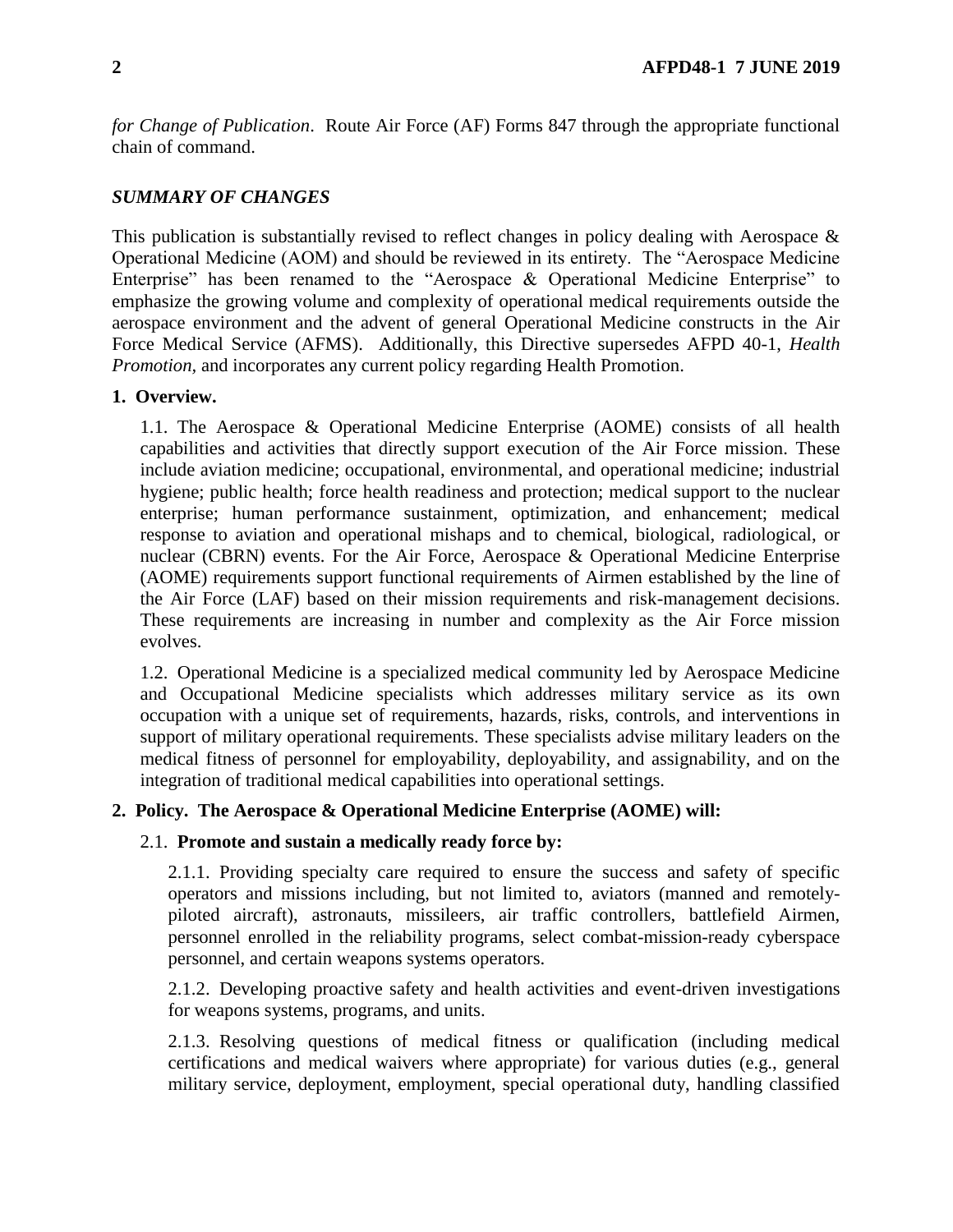*for Change of Publication*. Route Air Force (AF) Forms 847 through the appropriate functional chain of command.

## *SUMMARY OF CHANGES*

This publication is substantially revised to reflect changes in policy dealing with Aerospace & Operational Medicine (AOM) and should be reviewed in its entirety. The "Aerospace Medicine Enterprise" has been renamed to the "Aerospace & Operational Medicine Enterprise" to emphasize the growing volume and complexity of operational medical requirements outside the aerospace environment and the advent of general Operational Medicine constructs in the Air Force Medical Service (AFMS). Additionally, this Directive supersedes AFPD 40-1, *Health Promotion*, and incorporates any current policy regarding Health Promotion.

## 1. Overview.

1.1. The Aerospace & Operational Medicine Enterprise (AOME) consists of all health capabilities and activities that directly support execution of the Air Force mission. These include aviation medicine; occupational, environmental, and operational medicine; industrial hygiene; public health; force health readiness and protection; medical support to the nuclear enterprise; human performance sustainment, optimization, and enhancement; medical response to aviation and operational mishaps and to chemical, biological, radiological, or nuclear (CBRN) events. For the Air Force, Aerospace & Operational Medicine Enterprise (AOME) requirements support functional requirements of Airmen established by the line of the Air Force (LAF) based on their mission requirements and risk-management decisions. These requirements are increasing in number and complexity as the Air Force mission evolves.

1.2. Operational Medicine is a specialized medical community led by Aerospace Medicine and Occupational Medicine specialists which addresses military service as its own occupation with a unique set of requirements, hazards, risks, controls, and interventions in support of military operational requirements. These specialists advise military leaders on the medical fitness of personnel for employability, deployability, and assignability, and on the integration of traditional medical capabilities into operational settings.

## 2. Policy. The Aerospace & Operational Medicine Enterprise (AOME) will:

2.1. **Promote and sustain a medically ready force by:**

2.1.1. Providing specialty care required to ensure the success and safety of specific operators and missions including, but not limited to, aviators (manned and remotely-piloted aircraft), astronauts, missileers, air traffic controllers, battlefield Airmen, personnel enrolled in the reliability programs, select combat-mission-ready cyberspace personnel, and certain weapons systems operators.

2.1.2. Developing proactive safety and health activities and event-driven investigations for weapons systems, programs, and units.

2.1.3. Resolving questions of medical fitness or qualification (including medical certifications and medical waivers where appropriate) for various duties (e.g., general military service, deployment, employment, special operational duty, handling classified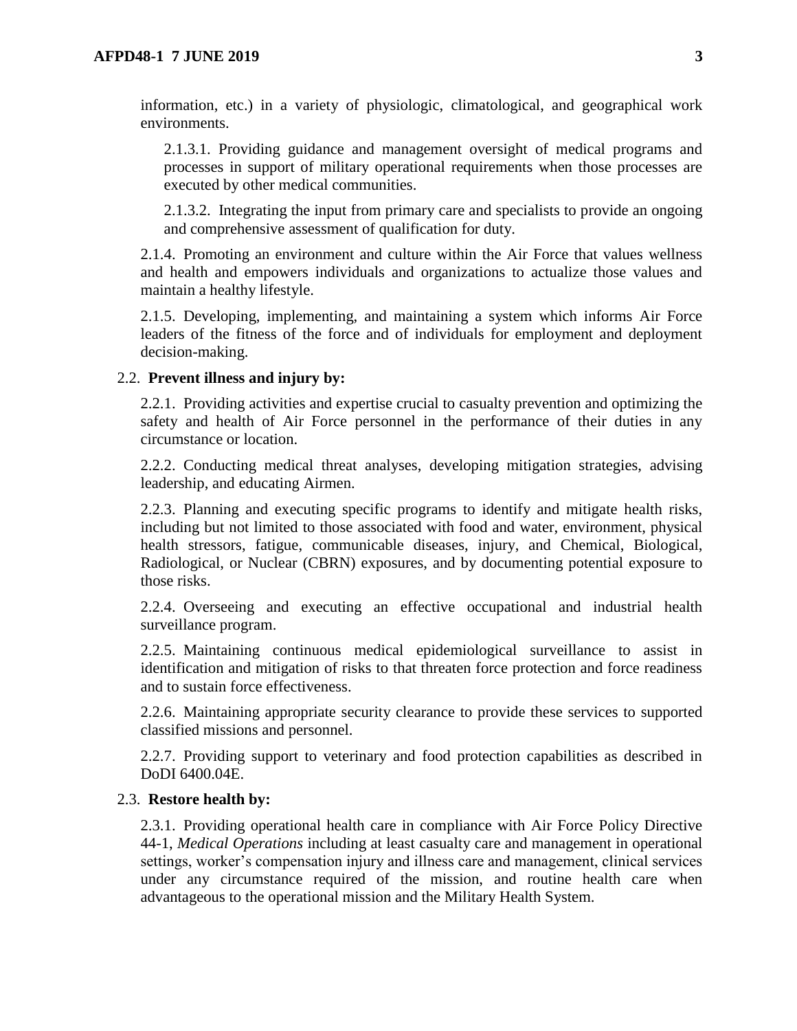information, etc.) in a variety of physiologic, climatological, and geographical work environments.

2.1.3.1. Providing guidance and management oversight of medical programs and processes in support of military operational requirements when those processes are executed by other medical communities.

2.1.3.2. Integrating the input from primary care and specialists to provide an ongoing and comprehensive assessment of qualification for duty.

2.1.4. Promoting an environment and culture within the Air Force that values wellness and health and empowers individuals and organizations to actualize those values and maintain a healthy lifestyle.

2.1.5. Developing, implementing, and maintaining a system which informs Air Force leaders of the fitness of the force and of individuals for employment and deployment decision-making.

2.2. **Prevent illness and injury by:**

2.2.1. Providing activities and expertise crucial to casualty prevention and optimizing the safety and health of Air Force personnel in the performance of their duties in any circumstance or location.

2.2.2. Conducting medical threat analyses, developing mitigation strategies, advising leadership, and educating Airmen.

2.2.3. Planning and executing specific programs to identify and mitigate health risks, including but not limited to those associated with food and water, environment, physical health stressors, fatigue, communicable diseases, injury, and Chemical, Biological, Radiological, or Nuclear (CBRN) exposures, and by documenting potential exposure to those risks.

2.2.4. Overseeing and executing an effective occupational and industrial health surveillance program.

2.2.5. Maintaining continuous medical epidemiological surveillance to assist in identification and mitigation of risks to that threaten force protection and force readiness and to sustain force effectiveness.

2.2.6. Maintaining appropriate security clearance to provide these services to supported classified missions and personnel.

2.2.7. Providing support to veterinary and food protection capabilities as described in DoDI 6400.04E.

2.3. **Restore health by:**

2.3.1. Providing operational health care in compliance with Air Force Policy Directive 44-1, *Medical Operations* including at least casualty care and management in operational settings, worker's compensation injury and illness care and management, clinical services under any circumstance required of the mission, and routine health care when advantageous to the operational mission and the Military Health System.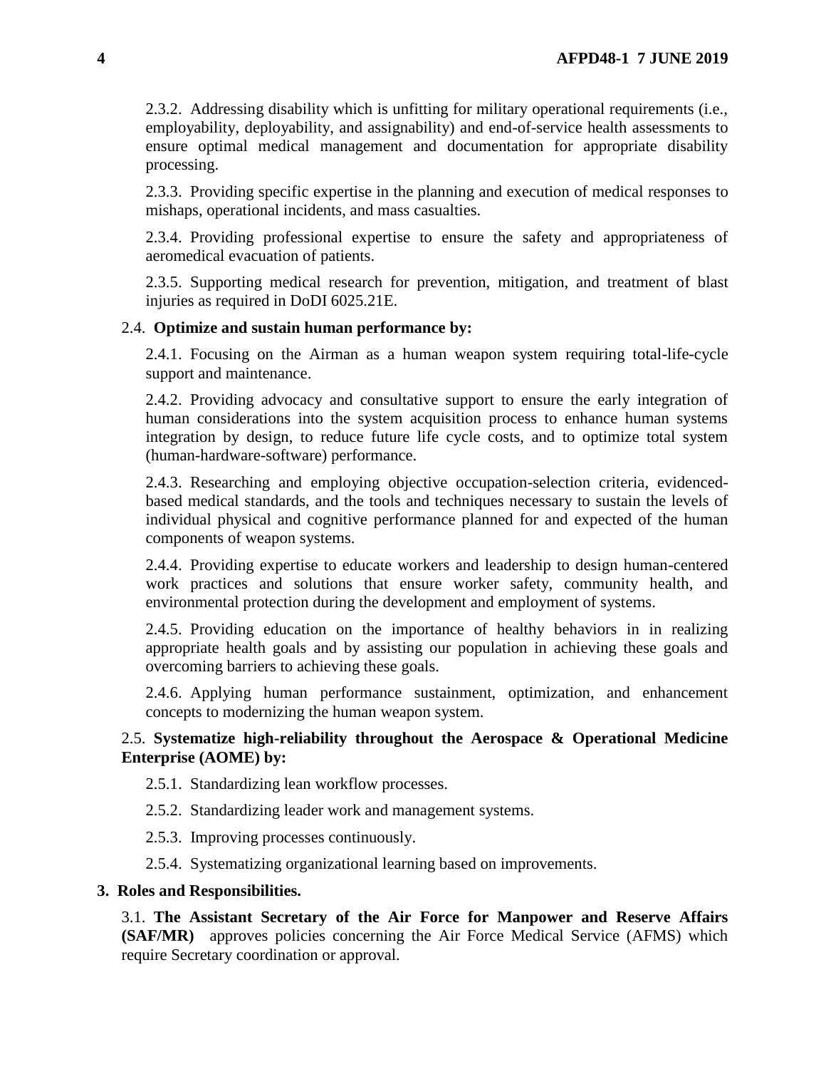2.3.2. Addressing disability which is unfitting for military operational requirements (i.e., employability, deployability, and assignability) and end-of-service health assessments to ensure optimal medical management and documentation for appropriate disability processing.

2.3.3. Providing specific expertise in the planning and execution of medical responses to mishaps, operational incidents, and mass casualties.

2.3.4. Providing professional expertise to ensure the safety and appropriateness of aeromedical evacuation of patients.

2.3.5. Supporting medical research for prevention, mitigation, and treatment of blast injuries as required in DoDI 6025.21E.

2.4. **Optimize and sustain human performance by:**

2.4.1. Focusing on the Airman as a human weapon system requiring total-life-cycle support and maintenance.

2.4.2. Providing advocacy and consultative support to ensure the early integration of human considerations into the system acquisition process to enhance human systems integration by design, to reduce future life cycle costs, and to optimize total system (human-hardware-software) performance.

2.4.3. Researching and employing objective occupation-selection criteria, evidenced-based medical standards, and the tools and techniques necessary to sustain the levels of individual physical and cognitive performance planned for and expected of the human components of weapon systems.

2.4.4. Providing expertise to educate workers and leadership to design human-centered work practices and solutions that ensure worker safety, community health, and environmental protection during the development and employment of systems.

2.4.5. Providing education on the importance of healthy behaviors in in realizing appropriate health goals and by assisting our population in achieving these goals and overcoming barriers to achieving these goals.

2.4.6. Applying human performance sustainment, optimization, and enhancement concepts to modernizing the human weapon system.

2.5. **Systematize high-reliability throughout the Aerospace & Operational Medicine Enterprise (AOME) by:**

2.5.1. Standardizing lean workflow processes.

2.5.2. Standardizing leader work and management systems.

2.5.3. Improving processes continuously.

2.5.4. Systematizing organizational learning based on improvements.

## 3. Roles and Responsibilities.

3.1. **The Assistant Secretary of the Air Force for Manpower and Reserve Affairs (SAF/MR)** approves policies concerning the Air Force Medical Service (AFMS) which require Secretary coordination or approval.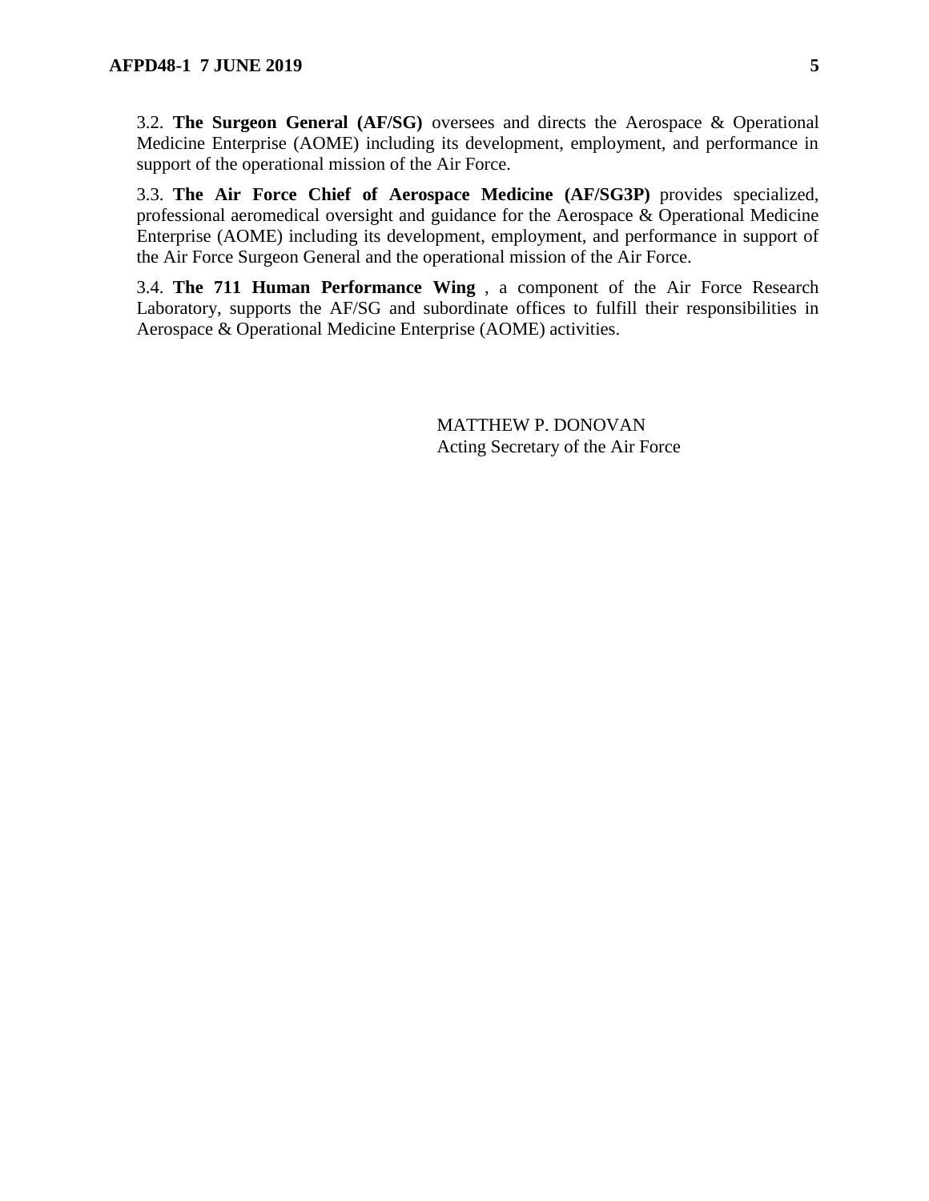3.2. **The Surgeon General (AF/SG)** oversees and directs the Aerospace & Operational Medicine Enterprise (AOME) including its development, employment, and performance in support of the operational mission of the Air Force.

3.3. **The Air Force Chief of Aerospace Medicine (AF/SG3P)** provides specialized, professional aeromedical oversight and guidance for the Aerospace & Operational Medicine Enterprise (AOME) including its development, employment, and performance in support of the Air Force Surgeon General and the operational mission of the Air Force.

3.4. **The 711 Human Performance Wing** , a component of the Air Force Research Laboratory, supports the AF/SG and subordinate offices to fulfill their responsibilities in Aerospace & Operational Medicine Enterprise (AOME) activities.

MATTHEW P. DONOVAN
Acting Secretary of the Air Force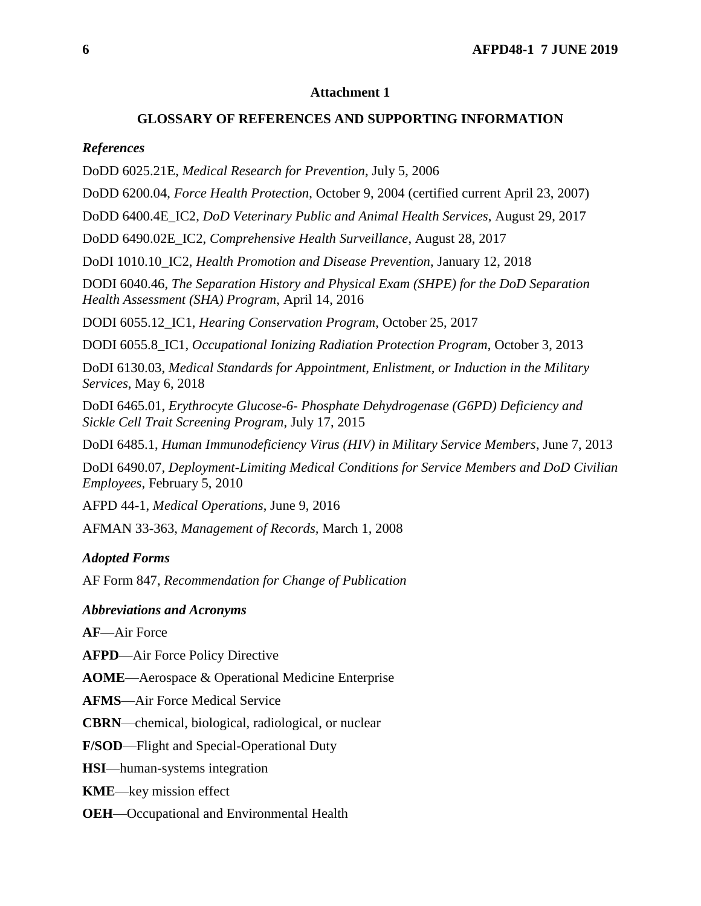## Attachment 1

## GLOSSARY OF REFERENCES AND SUPPORTING INFORMATION

### *References*

DoDD 6025.21E, *Medical Research for Prevention*, July 5, 2006

DoDD 6200.04, *Force Health Protection*, October 9, 2004 (certified current April 23, 2007)

DoDD 6400.4E_IC2, *DoD Veterinary Public and Animal Health Services*, August 29, 2017

DoDD 6490.02E_IC2, *Comprehensive Health Surveillance*, August 28, 2017

DoDI 1010.10_IC2, *Health Promotion and Disease Prevention*, January 12, 2018

DODI 6040.46, *The Separation History and Physical Exam (SHPE) for the DoD Separation Health Assessment (SHA) Program*, April 14, 2016

DODI 6055.12_IC1, *Hearing Conservation Program*, October 25, 2017

DODI 6055.8_IC1, *Occupational Ionizing Radiation Protection Program*, October 3, 2013

DoDI 6130.03, *Medical Standards for Appointment, Enlistment, or Induction in the Military Services*, May 6, 2018

DoDI 6465.01, *Erythrocyte Glucose-6- Phosphate Dehydrogenase (G6PD) Deficiency and Sickle Cell Trait Screening Program*, July 17, 2015

DoDI 6485.1, *Human Immunodeficiency Virus (HIV) in Military Service Members*, June 7, 2013

DoDI 6490.07, *Deployment-Limiting Medical Conditions for Service Members and DoD Civilian Employees*, February 5, 2010

AFPD 44-1, *Medical Operations*, June 9, 2016

AFMAN 33-363, *Management of Records*, March 1, 2008

### *Adopted Forms*

AF Form 847, *Recommendation for Change of Publication*

### *Abbreviations and Acronyms*

**AF**—Air Force

**AFPD**—Air Force Policy Directive

**AOME**—Aerospace & Operational Medicine Enterprise

**AFMS**—Air Force Medical Service

**CBRN**—chemical, biological, radiological, or nuclear

**F/SOD**—Flight and Special-Operational Duty

**HSI**—human-systems integration

**KME**—key mission effect

**OEH**—Occupational and Environmental Health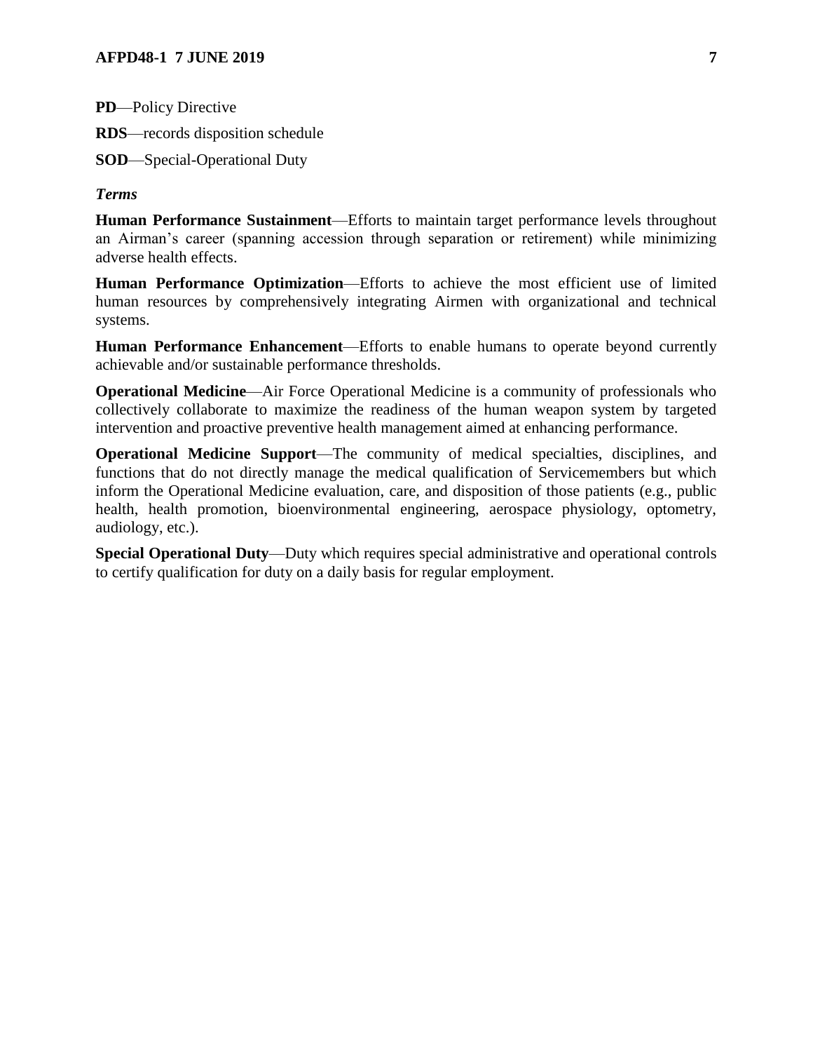**PD**—Policy Directive

**RDS**—records disposition schedule

**SOD**—Special-Operational Duty

### *Terms*

**Human Performance Sustainment**—Efforts to maintain target performance levels throughout an Airman's career (spanning accession through separation or retirement) while minimizing adverse health effects.

**Human Performance Optimization**—Efforts to achieve the most efficient use of limited human resources by comprehensively integrating Airmen with organizational and technical systems.

**Human Performance Enhancement**—Efforts to enable humans to operate beyond currently achievable and/or sustainable performance thresholds.

**Operational Medicine**—Air Force Operational Medicine is a community of professionals who collectively collaborate to maximize the readiness of the human weapon system by targeted intervention and proactive preventive health management aimed at enhancing performance.

**Operational Medicine Support**—The community of medical specialties, disciplines, and functions that do not directly manage the medical qualification of Servicemembers but which inform the Operational Medicine evaluation, care, and disposition of those patients (e.g., public health, health promotion, bioenvironmental engineering, aerospace physiology, optometry, audiology, etc.).

**Special Operational Duty**—Duty which requires special administrative and operational controls to certify qualification for duty on a daily basis for regular employment.